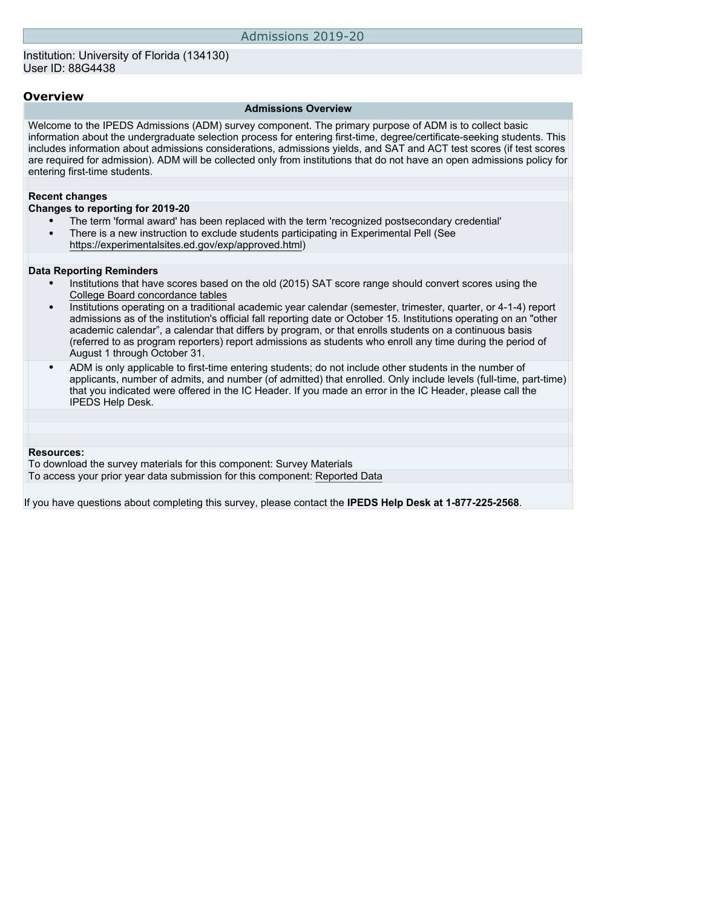# Admissions 2019-20

Institution: University of Florida (134130)
User ID: 88G4438

## Overview

**Admissions Overview**

Welcome to the IPEDS Admissions (ADM) survey component. The primary purpose of ADM is to collect basic information about the undergraduate selection process for entering first-time, degree/certificate-seeking students. This includes information about admissions considerations, admissions yields, and SAT and ACT test scores (if test scores are required for admission). ADM will be collected only from institutions that do not have an open admissions policy for entering first-time students.

**Recent changes**

**Changes to reporting for 2019-20**

- The term 'formal award' has been replaced with the term 'recognized postsecondary credential'
- There is a new instruction to exclude students participating in Experimental Pell (See https://experimentalsites.ed.gov/exp/approved.html)

**Data Reporting Reminders**

- Institutions that have scores based on the old (2015) SAT score range should convert scores using the College Board concordance tables
- Institutions operating on a traditional academic year calendar (semester, trimester, quarter, or 4-1-4) report admissions as of the institution's official fall reporting date or October 15. Institutions operating on an "other academic calendar", a calendar that differs by program, or that enrolls students on a continuous basis (referred to as program reporters) report admissions as students who enroll any time during the period of August 1 through October 31.
- ADM is only applicable to first-time entering students; do not include other students in the number of applicants, number of admits, and number (of admitted) that enrolled. Only include levels (full-time, part-time) that you indicated were offered in the IC Header. If you made an error in the IC Header, please call the IPEDS Help Desk.

**Resources:**

To download the survey materials for this component: Survey Materials

To access your prior year data submission for this component: Reported Data

If you have questions about completing this survey, please contact the **IPEDS Help Desk at 1-877-225-2568**.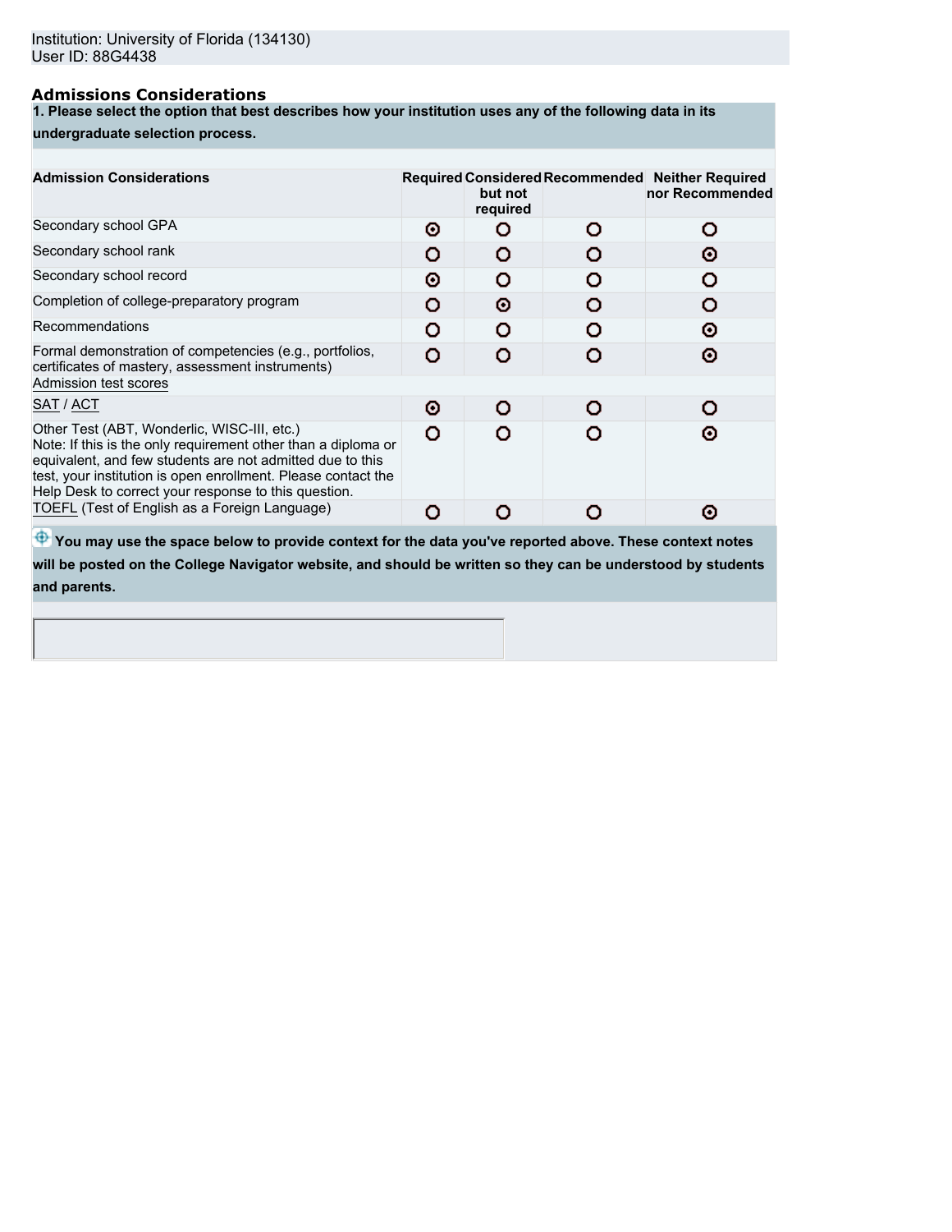Institution: University of Florida (134130)
User ID: 88G4438

## Admissions Considerations

**1. Please select the option that best describes how your institution uses any of the following data in its undergraduate selection process.**

| Admission Considerations | Required | Considered but not required | Recommended | Neither Required nor Recommended |
|---|---|---|---|---|
| Secondary school GPA | ◉ | ○ | ○ | ○ |
| Secondary school rank | ○ | ○ | ○ | ◉ |
| Secondary school record | ◉ | ○ | ○ | ○ |
| Completion of college-preparatory program | ○ | ◉ | ○ | ○ |
| Recommendations | ○ | ○ | ○ | ◉ |
| Formal demonstration of competencies (e.g., portfolios, certificates of mastery, assessment instruments) | ○ | ○ | ○ | ◉ |
| Admission test scores | | | | |
| SAT / ACT | ◉ | ○ | ○ | ○ |
| Other Test (ABT, Wonderlic, WISC-III, etc.) Note: If this is the only requirement other than a diploma or equivalent, and few students are not admitted due to this test, your institution is open enrollment. Please contact the Help Desk to correct your response to this question. | ○ | ○ | ○ | ◉ |
| TOEFL (Test of English as a Foreign Language) | ○ | ○ | ○ | ◉ |

**You may use the space below to provide context for the data you've reported above. These context notes will be posted on the College Navigator website, and should be written so they can be understood by students and parents.**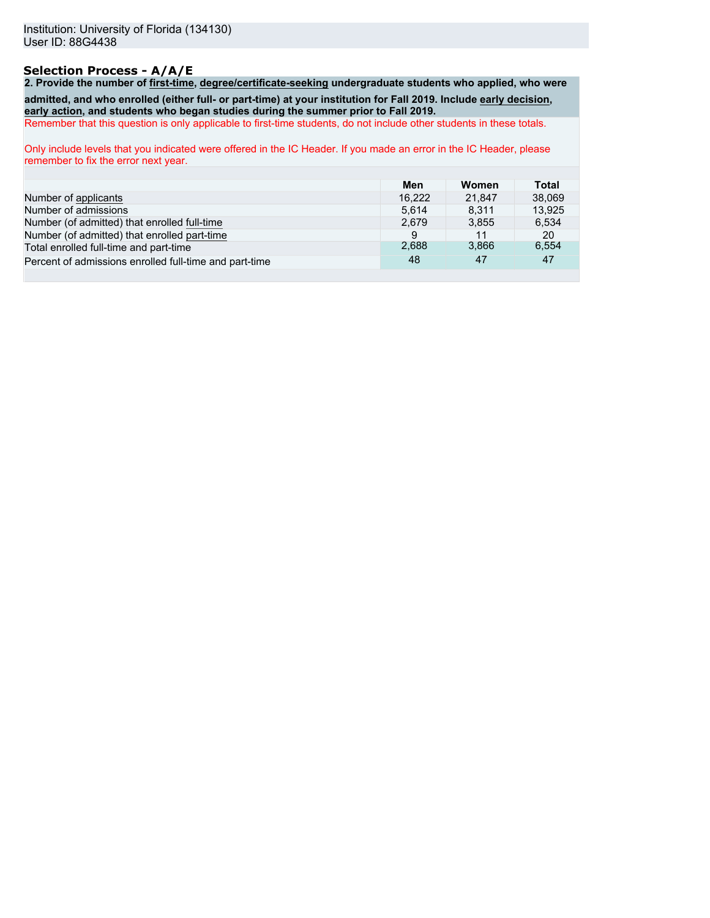Institution: University of Florida (134130)
User ID: 88G4438

## Selection Process - A/A/E

**2. Provide the number of first-time, degree/certificate-seeking undergraduate students who applied, who were admitted, and who enrolled (either full- or part-time) at your institution for Fall 2019. Include early decision, early action, and students who began studies during the summer prior to Fall 2019.**

Remember that this question is only applicable to first-time students, do not include other students in these totals.

Only include levels that you indicated were offered in the IC Header. If you made an error in the IC Header, please remember to fix the error next year.

| | Men | Women | Total |
|---|---|---|---|
| Number of applicants | 16,222 | 21,847 | 38,069 |
| Number of admissions | 5,614 | 8,311 | 13,925 |
| Number (of admitted) that enrolled full-time | 2,679 | 3,855 | 6,534 |
| Number (of admitted) that enrolled part-time | 9 | 11 | 20 |
| Total enrolled full-time and part-time | 2,688 | 3,866 | 6,554 |
| Percent of admissions enrolled full-time and part-time | 48 | 47 | 47 |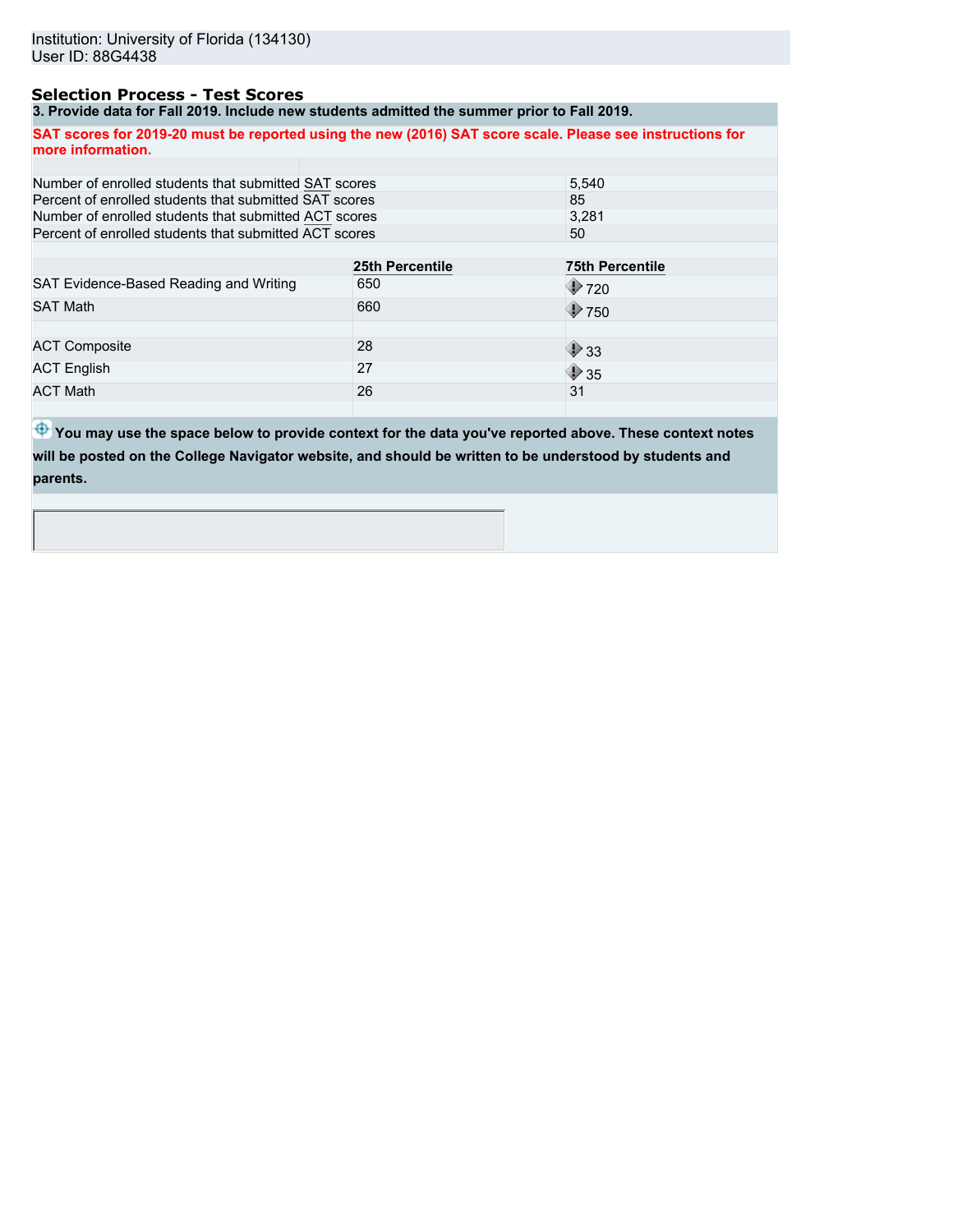Institution: University of Florida (134130)
User ID: 88G4438

## Selection Process - Test Scores

**3. Provide data for Fall 2019. Include new students admitted the summer prior to Fall 2019.**

**SAT scores for 2019-20 must be reported using the new (2016) SAT score scale. Please see instructions for more information.**

| | |
|---|---|
| Number of enrolled students that submitted SAT scores | 5,540 |
| Percent of enrolled students that submitted SAT scores | 85 |
| Number of enrolled students that submitted ACT scores | 3,281 |
| Percent of enrolled students that submitted ACT scores | 50 |

| | 25th Percentile | 75th Percentile |
|---|---|---|
| SAT Evidence-Based Reading and Writing | 650 | 720 |
| SAT Math | 660 | 750 |
| ACT Composite | 28 | 33 |
| ACT English | 27 | 35 |
| ACT Math | 26 | 31 |

**You may use the space below to provide context for the data you've reported above. These context notes will be posted on the College Navigator website, and should be written to be understood by students and parents.**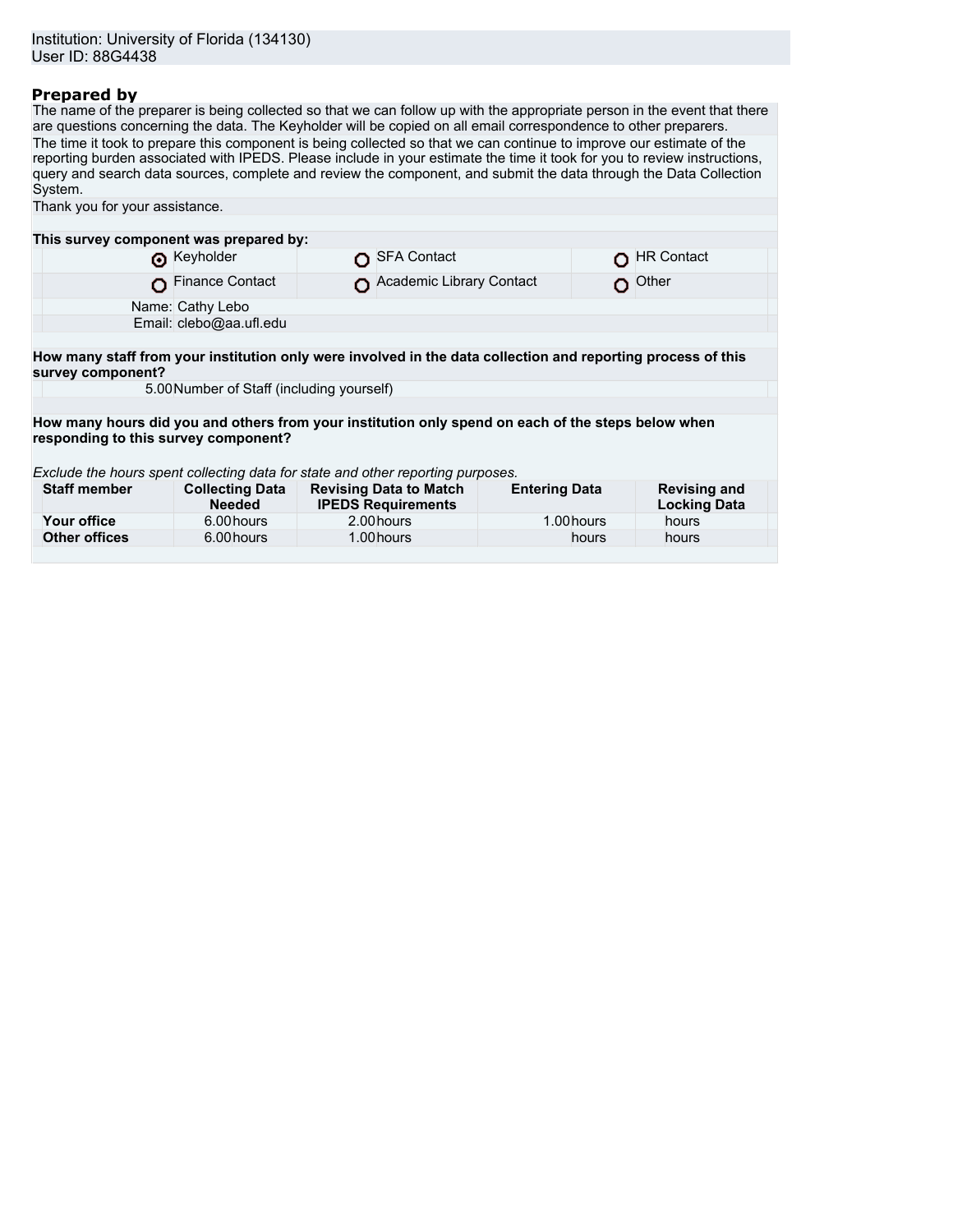Institution: University of Florida (134130)
User ID: 88G4438

## Prepared by

The name of the preparer is being collected so that we can follow up with the appropriate person in the event that there are questions concerning the data. The Keyholder will be copied on all email correspondence to other preparers.

The time it took to prepare this component is being collected so that we can continue to improve our estimate of the reporting burden associated with IPEDS. Please include in your estimate the time it took for you to review instructions, query and search data sources, complete and review the component, and submit the data through the Data Collection System.

Thank you for your assistance.

**This survey component was prepared by:**

| | | |
|---|---|---|
| ◉ Keyholder | ○ SFA Contact | ○ HR Contact |
| ○ Finance Contact | ○ Academic Library Contact | ○ Other |

Name: Cathy Lebo
Email: clebo@aa.ufl.edu

**How many staff from your institution only were involved in the data collection and reporting process of this survey component?**

5.00 Number of Staff (including yourself)

**How many hours did you and others from your institution only spend on each of the steps below when responding to this survey component?**

*Exclude the hours spent collecting data for state and other reporting purposes.*

| Staff member | Collecting Data Needed | Revising Data to Match IPEDS Requirements | Entering Data | Revising and Locking Data |
|---|---|---|---|---|
| **Your office** | 6.00 hours | 2.00 hours | 1.00 hours | hours |
| **Other offices** | 6.00 hours | 1.00 hours | hours | hours |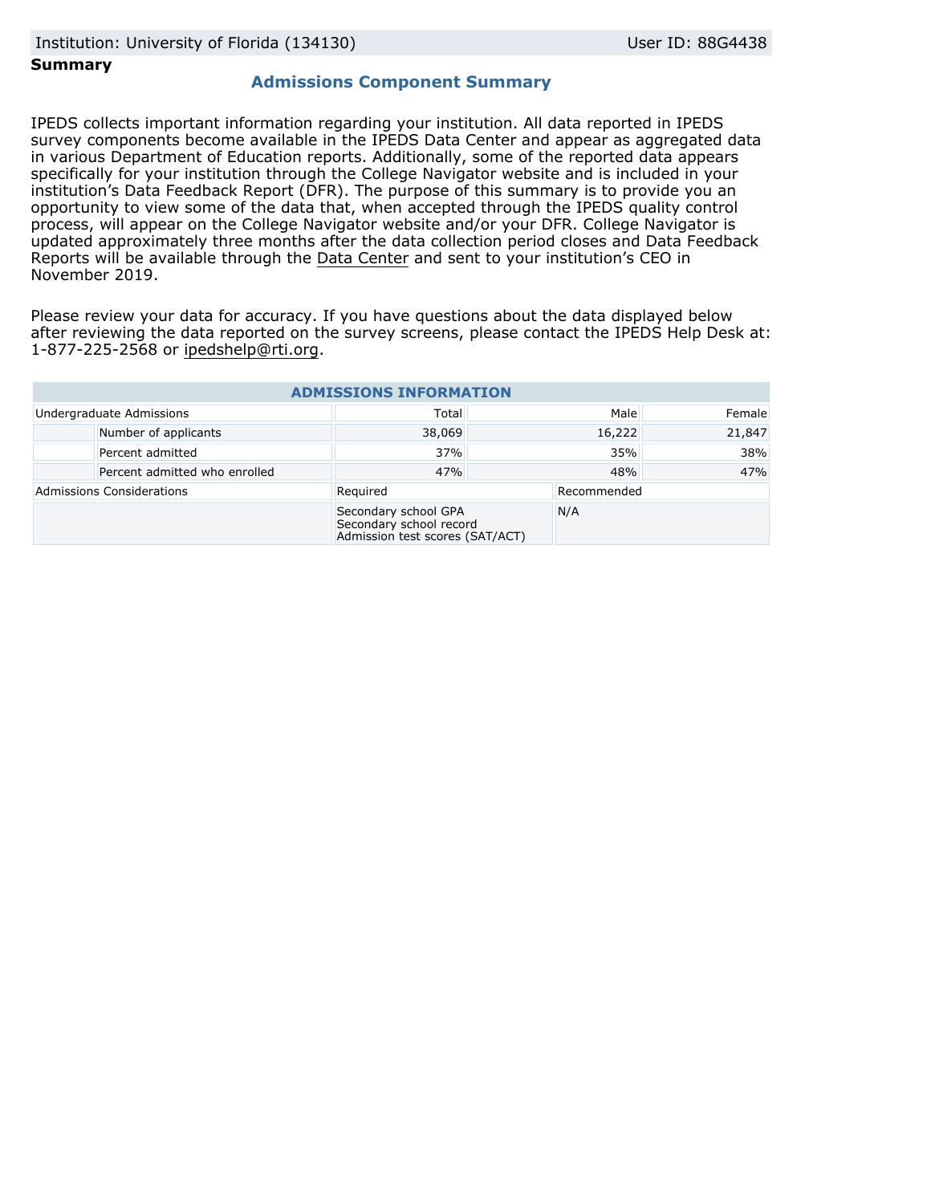Institution: University of Florida (134130) User ID: 88G4438

**Summary**

## Admissions Component Summary

IPEDS collects important information regarding your institution. All data reported in IPEDS survey components become available in the IPEDS Data Center and appear as aggregated data in various Department of Education reports. Additionally, some of the reported data appears specifically for your institution through the College Navigator website and is included in your institution's Data Feedback Report (DFR). The purpose of this summary is to provide you an opportunity to view some of the data that, when accepted through the IPEDS quality control process, will appear on the College Navigator website and/or your DFR. College Navigator is updated approximately three months after the data collection period closes and Data Feedback Reports will be available through the Data Center and sent to your institution's CEO in November 2019.

Please review your data for accuracy. If you have questions about the data displayed below after reviewing the data reported on the survey screens, please contact the IPEDS Help Desk at: 1-877-225-2568 or ipedshelp@rti.org.

| ADMISSIONS INFORMATION | | | | |
|---|---|---|---|---|
| Undergraduate Admissions | | Total | Male | Female |
| | Number of applicants | 38,069 | 16,222 | 21,847 |
| | Percent admitted | 37% | 35% | 38% |
| | Percent admitted who enrolled | 47% | 48% | 47% |
| Admissions Considerations | | Required | Recommended | |
| | | Secondary school GPA<br>Secondary school record<br>Admission test scores (SAT/ACT) | N/A | |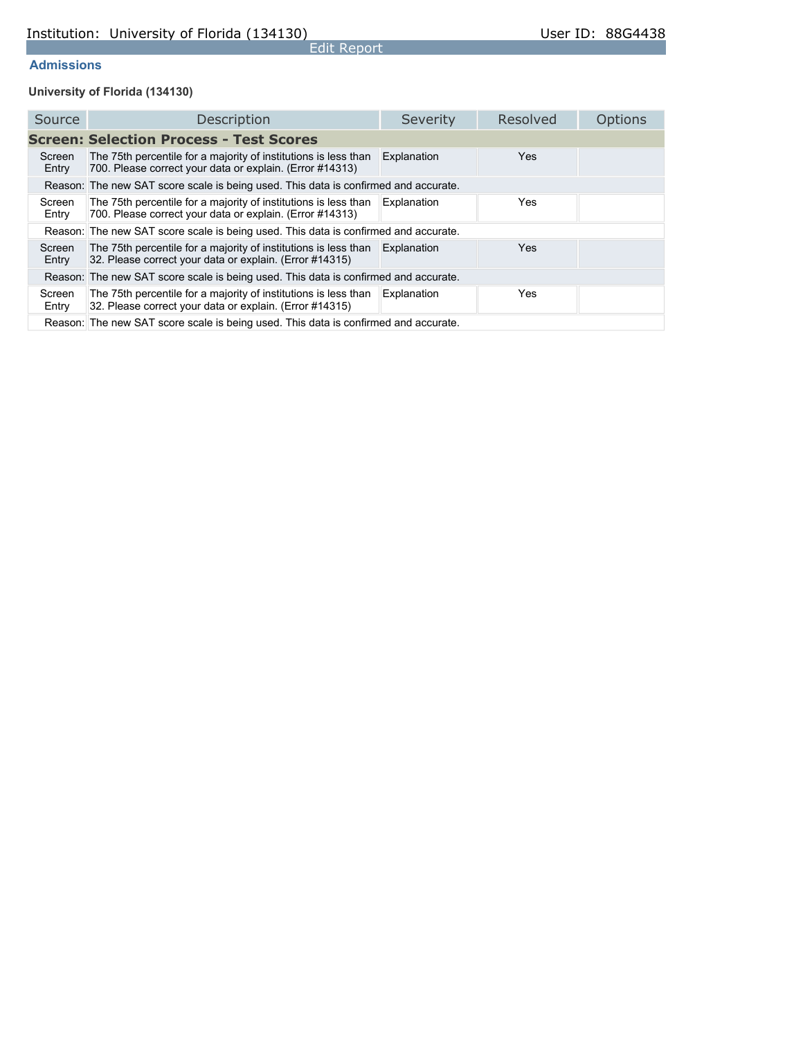Institution: University of Florida (134130) User ID: 88G4438

Edit Report

## Admissions

**University of Florida (134130)**

| Source | Description | Severity | Resolved | Options |
|---|---|---|---|---|
| **Screen: Selection Process - Test Scores** | | | | |
| Screen Entry | The 75th percentile for a majority of institutions is less than 700. Please correct your data or explain. (Error #14313) | Explanation | Yes | |
| Reason: | The new SAT score scale is being used. This data is confirmed and accurate. | | | |
| Screen Entry | The 75th percentile for a majority of institutions is less than 700. Please correct your data or explain. (Error #14313) | Explanation | Yes | |
| Reason: | The new SAT score scale is being used. This data is confirmed and accurate. | | | |
| Screen Entry | The 75th percentile for a majority of institutions is less than 32. Please correct your data or explain. (Error #14315) | Explanation | Yes | |
| Reason: | The new SAT score scale is being used. This data is confirmed and accurate. | | | |
| Screen Entry | The 75th percentile for a majority of institutions is less than 32. Please correct your data or explain. (Error #14315) | Explanation | Yes | |
| Reason: | The new SAT score scale is being used. This data is confirmed and accurate. | | | |